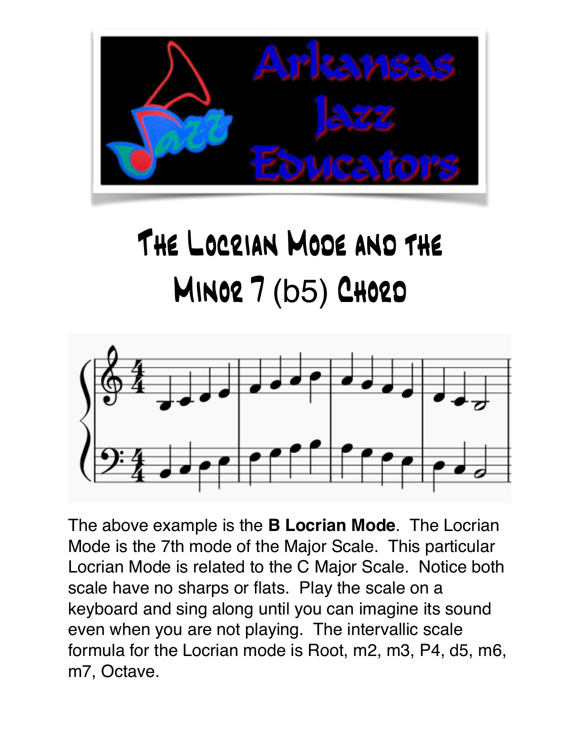# The Locrian Mode and the Minor 7 (b5) Chord

The above example is the **B Locrian Mode**. The Locrian Mode is the 7th mode of the Major Scale. This particular Locrian Mode is related to the C Major Scale. Notice both scale have no sharps or flats. Play the scale on a keyboard and sing along until you can imagine its sound even when you are not playing. The intervallic scale formula for the Locrian mode is Root, m2, m3, P4, d5, m6, m7, Octave.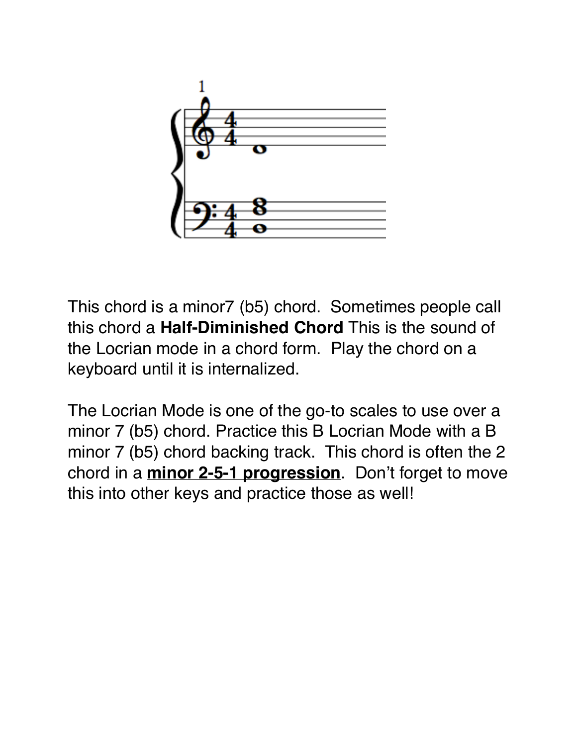This chord is a minor7 (b5) chord. Sometimes people call this chord a **Half-Diminished Chord** This is the sound of the Locrian mode in a chord form. Play the chord on a keyboard until it is internalized.

The Locrian Mode is one of the go-to scales to use over a minor 7 (b5) chord. Practice this B Locrian Mode with a B minor 7 (b5) chord backing track. This chord is often the 2 chord in a **minor 2-5-1 progression**. Don't forget to move this into other keys and practice those as well!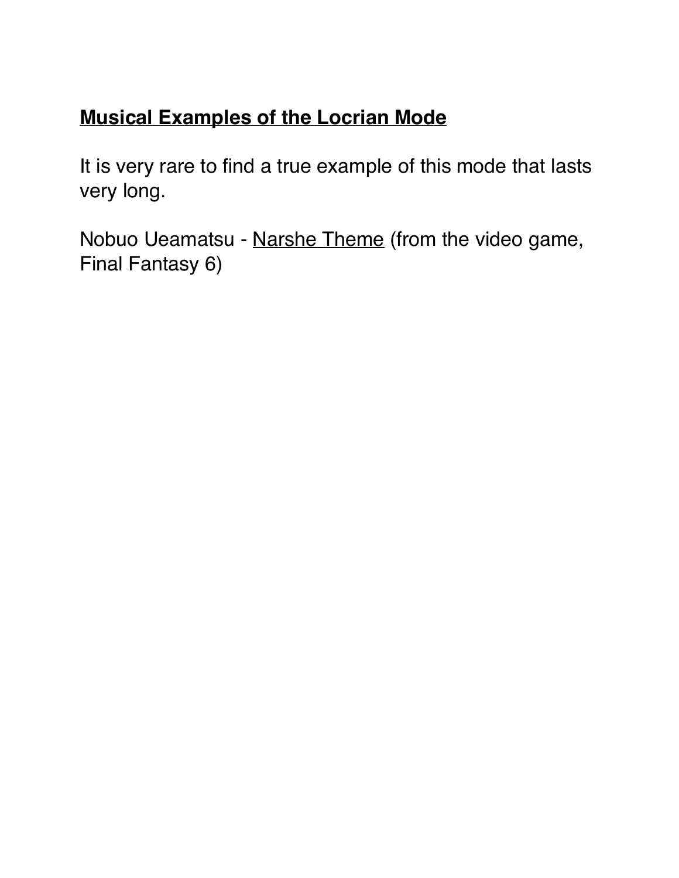## **Musical Examples of the Locrian Mode**

It is very rare to find a true example of this mode that lasts very long.

Nobuo Ueamatsu - Narshe Theme (from the video game, Final Fantasy 6)